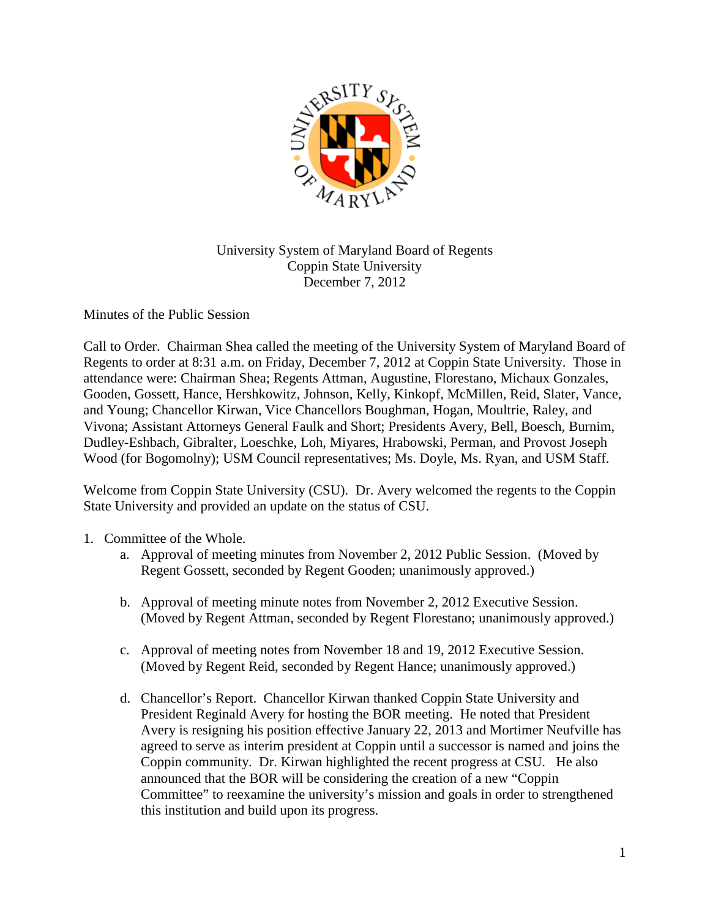University System of Maryland Board of Regents
Coppin State University
December 7, 2012

Minutes of the Public Session

Call to Order. Chairman Shea called the meeting of the University System of Maryland Board of Regents to order at 8:31 a.m. on Friday, December 7, 2012 at Coppin State University. Those in attendance were: Chairman Shea; Regents Attman, Augustine, Florestano, Michaux Gonzales, Gooden, Gossett, Hance, Hershkowitz, Johnson, Kelly, Kinkopf, McMillen, Reid, Slater, Vance, and Young; Chancellor Kirwan, Vice Chancellors Boughman, Hogan, Moultrie, Raley, and Vivona; Assistant Attorneys General Faulk and Short; Presidents Avery, Bell, Boesch, Burnim, Dudley-Eshbach, Gibralter, Loeschke, Loh, Miyares, Hrabowski, Perman, and Provost Joseph Wood (for Bogomolny); USM Council representatives; Ms. Doyle, Ms. Ryan, and USM Staff.

Welcome from Coppin State University (CSU). Dr. Avery welcomed the regents to the Coppin State University and provided an update on the status of CSU.

1. Committee of the Whole.
    a. Approval of meeting minutes from November 2, 2012 Public Session. (Moved by Regent Gossett, seconded by Regent Gooden; unanimously approved.)

    b. Approval of meeting minute notes from November 2, 2012 Executive Session. (Moved by Regent Attman, seconded by Regent Florestano; unanimously approved.)

    c. Approval of meeting notes from November 18 and 19, 2012 Executive Session. (Moved by Regent Reid, seconded by Regent Hance; unanimously approved.)

    d. Chancellor's Report. Chancellor Kirwan thanked Coppin State University and President Reginald Avery for hosting the BOR meeting. He noted that President Avery is resigning his position effective January 22, 2013 and Mortimer Neufville has agreed to serve as interim president at Coppin until a successor is named and joins the Coppin community. Dr. Kirwan highlighted the recent progress at CSU. He also announced that the BOR will be considering the creation of a new "Coppin Committee" to reexamine the university's mission and goals in order to strengthened this institution and build upon its progress.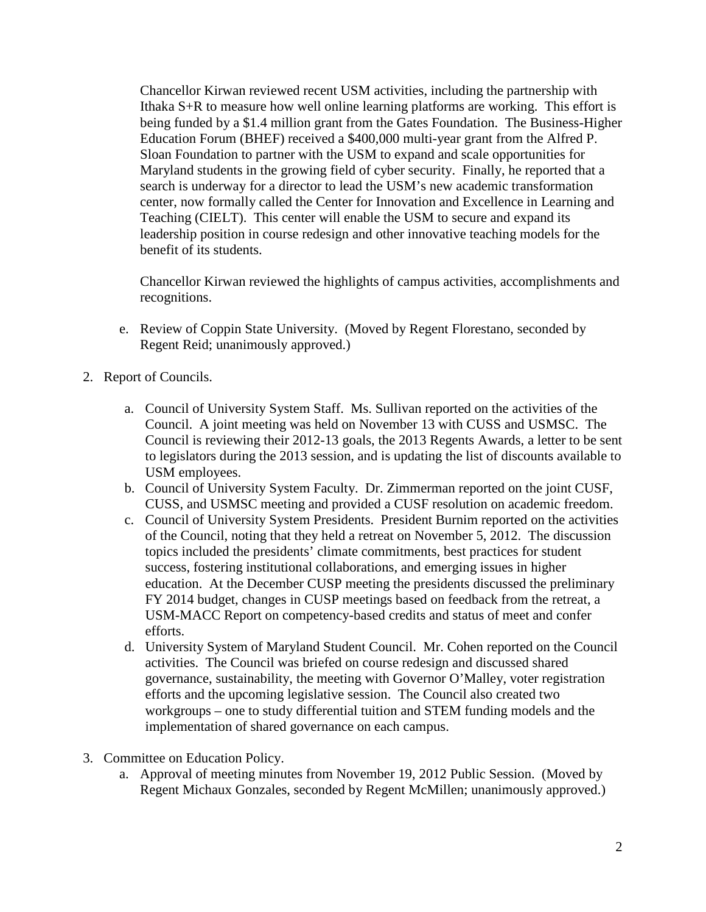Chancellor Kirwan reviewed recent USM activities, including the partnership with Ithaka S+R to measure how well online learning platforms are working. This effort is being funded by a $1.4 million grant from the Gates Foundation. The Business-Higher Education Forum (BHEF) received a $400,000 multi-year grant from the Alfred P. Sloan Foundation to partner with the USM to expand and scale opportunities for Maryland students in the growing field of cyber security. Finally, he reported that a search is underway for a director to lead the USM's new academic transformation center, now formally called the Center for Innovation and Excellence in Learning and Teaching (CIELT). This center will enable the USM to secure and expand its leadership position in course redesign and other innovative teaching models for the benefit of its students.

Chancellor Kirwan reviewed the highlights of campus activities, accomplishments and recognitions.

e. Review of Coppin State University. (Moved by Regent Florestano, seconded by Regent Reid; unanimously approved.)

2. Report of Councils.

   a. Council of University System Staff. Ms. Sullivan reported on the activities of the Council. A joint meeting was held on November 13 with CUSS and USMSC. The Council is reviewing their 2012-13 goals, the 2013 Regents Awards, a letter to be sent to legislators during the 2013 session, and is updating the list of discounts available to USM employees.
   b. Council of University System Faculty. Dr. Zimmerman reported on the joint CUSF, CUSS, and USMSC meeting and provided a CUSF resolution on academic freedom.
   c. Council of University System Presidents. President Burnim reported on the activities of the Council, noting that they held a retreat on November 5, 2012. The discussion topics included the presidents' climate commitments, best practices for student success, fostering institutional collaborations, and emerging issues in higher education. At the December CUSP meeting the presidents discussed the preliminary FY 2014 budget, changes in CUSP meetings based on feedback from the retreat, a USM-MACC Report on competency-based credits and status of meet and confer efforts.
   d. University System of Maryland Student Council. Mr. Cohen reported on the Council activities. The Council was briefed on course redesign and discussed shared governance, sustainability, the meeting with Governor O'Malley, voter registration efforts and the upcoming legislative session. The Council also created two workgroups – one to study differential tuition and STEM funding models and the implementation of shared governance on each campus.

3. Committee on Education Policy.
   a. Approval of meeting minutes from November 19, 2012 Public Session. (Moved by Regent Michaux Gonzales, seconded by Regent McMillen; unanimously approved.)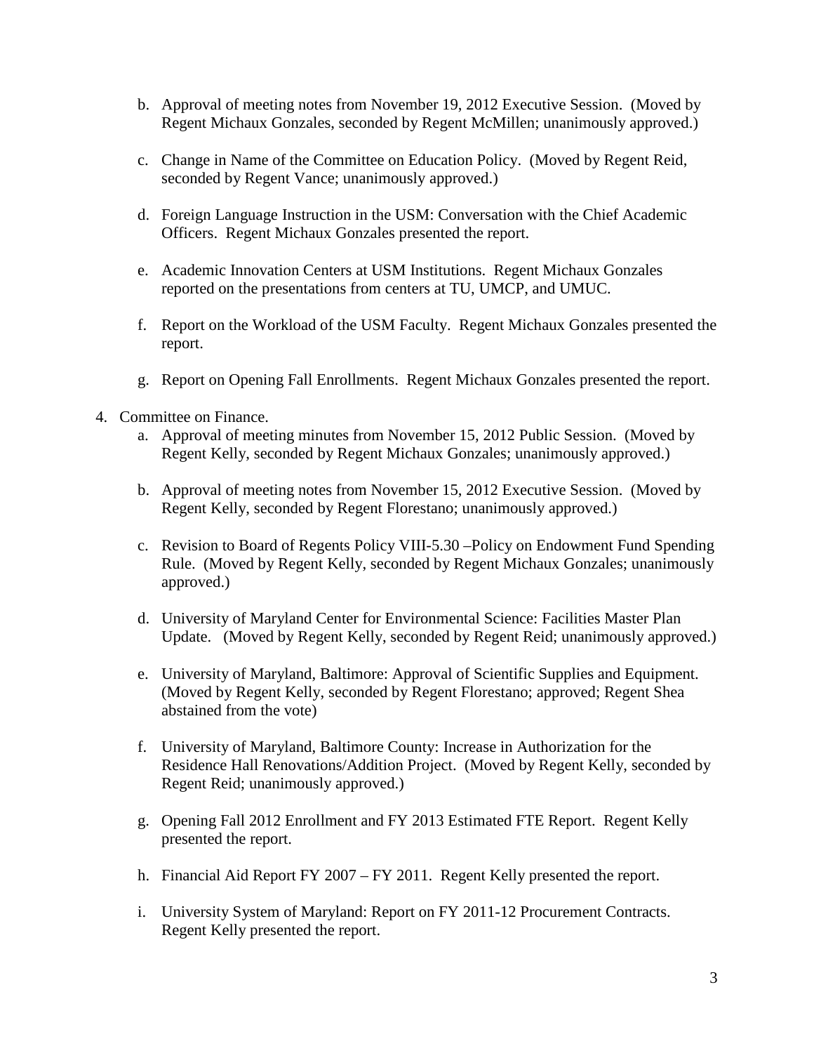b. Approval of meeting notes from November 19, 2012 Executive Session. (Moved by Regent Michaux Gonzales, seconded by Regent McMillen; unanimously approved.)

c. Change in Name of the Committee on Education Policy. (Moved by Regent Reid, seconded by Regent Vance; unanimously approved.)

d. Foreign Language Instruction in the USM: Conversation with the Chief Academic Officers. Regent Michaux Gonzales presented the report.

e. Academic Innovation Centers at USM Institutions. Regent Michaux Gonzales reported on the presentations from centers at TU, UMCP, and UMUC.

f. Report on the Workload of the USM Faculty. Regent Michaux Gonzales presented the report.

g. Report on Opening Fall Enrollments. Regent Michaux Gonzales presented the report.

4. Committee on Finance.
   a. Approval of meeting minutes from November 15, 2012 Public Session. (Moved by Regent Kelly, seconded by Regent Michaux Gonzales; unanimously approved.)

   b. Approval of meeting notes from November 15, 2012 Executive Session. (Moved by Regent Kelly, seconded by Regent Florestano; unanimously approved.)

   c. Revision to Board of Regents Policy VIII-5.30 –Policy on Endowment Fund Spending Rule. (Moved by Regent Kelly, seconded by Regent Michaux Gonzales; unanimously approved.)

   d. University of Maryland Center for Environmental Science: Facilities Master Plan Update. (Moved by Regent Kelly, seconded by Regent Reid; unanimously approved.)

   e. University of Maryland, Baltimore: Approval of Scientific Supplies and Equipment. (Moved by Regent Kelly, seconded by Regent Florestano; approved; Regent Shea abstained from the vote)

   f. University of Maryland, Baltimore County: Increase in Authorization for the Residence Hall Renovations/Addition Project. (Moved by Regent Kelly, seconded by Regent Reid; unanimously approved.)

   g. Opening Fall 2012 Enrollment and FY 2013 Estimated FTE Report. Regent Kelly presented the report.

   h. Financial Aid Report FY 2007 – FY 2011. Regent Kelly presented the report.

   i. University System of Maryland: Report on FY 2011-12 Procurement Contracts. Regent Kelly presented the report.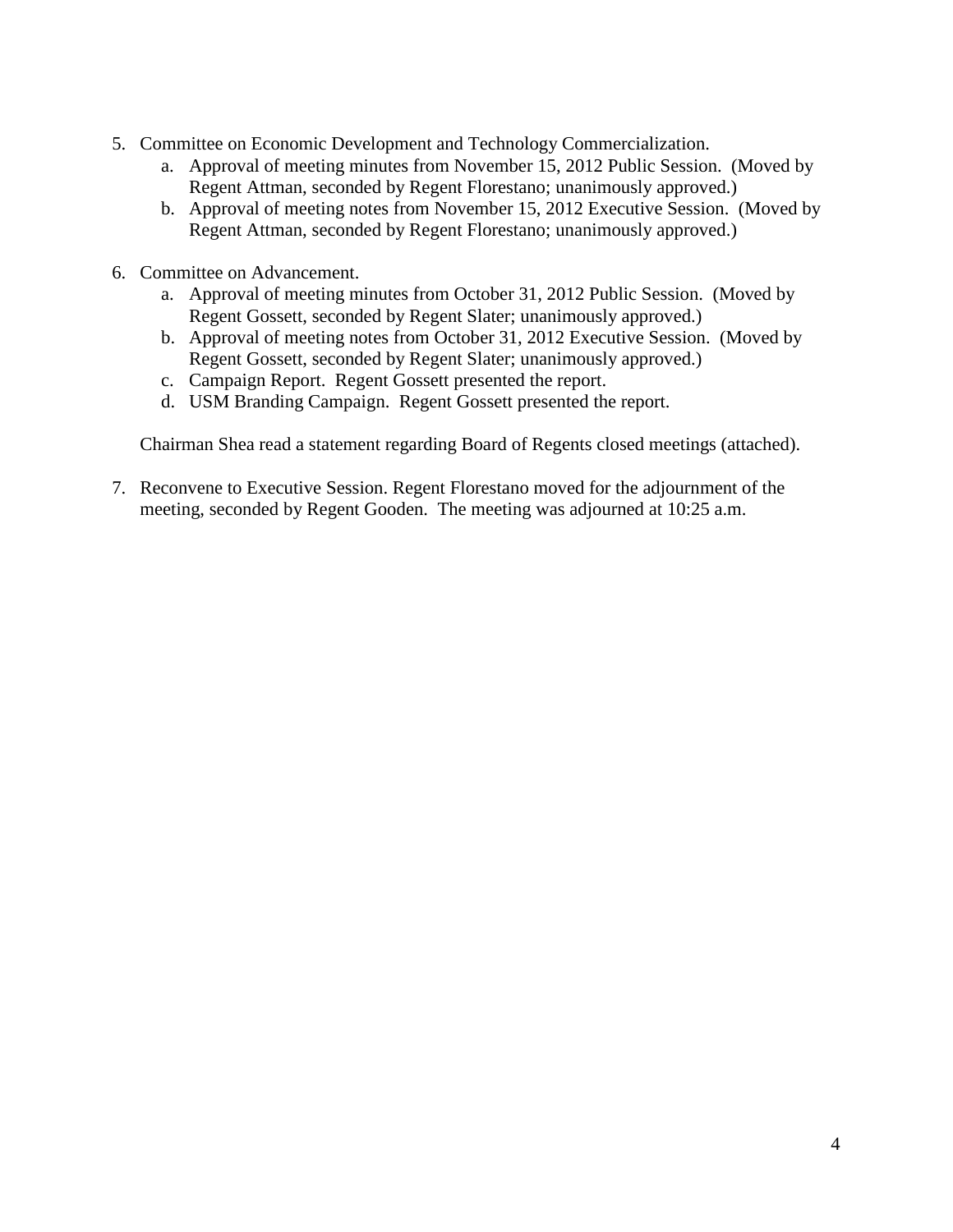5. Committee on Economic Development and Technology Commercialization.
    a. Approval of meeting minutes from November 15, 2012 Public Session. (Moved by Regent Attman, seconded by Regent Florestano; unanimously approved.)
    b. Approval of meeting notes from November 15, 2012 Executive Session. (Moved by Regent Attman, seconded by Regent Florestano; unanimously approved.)

6. Committee on Advancement.
    a. Approval of meeting minutes from October 31, 2012 Public Session. (Moved by Regent Gossett, seconded by Regent Slater; unanimously approved.)
    b. Approval of meeting notes from October 31, 2012 Executive Session. (Moved by Regent Gossett, seconded by Regent Slater; unanimously approved.)
    c. Campaign Report. Regent Gossett presented the report.
    d. USM Branding Campaign. Regent Gossett presented the report.

    Chairman Shea read a statement regarding Board of Regents closed meetings (attached).

7. Reconvene to Executive Session. Regent Florestano moved for the adjournment of the meeting, seconded by Regent Gooden. The meeting was adjourned at 10:25 a.m.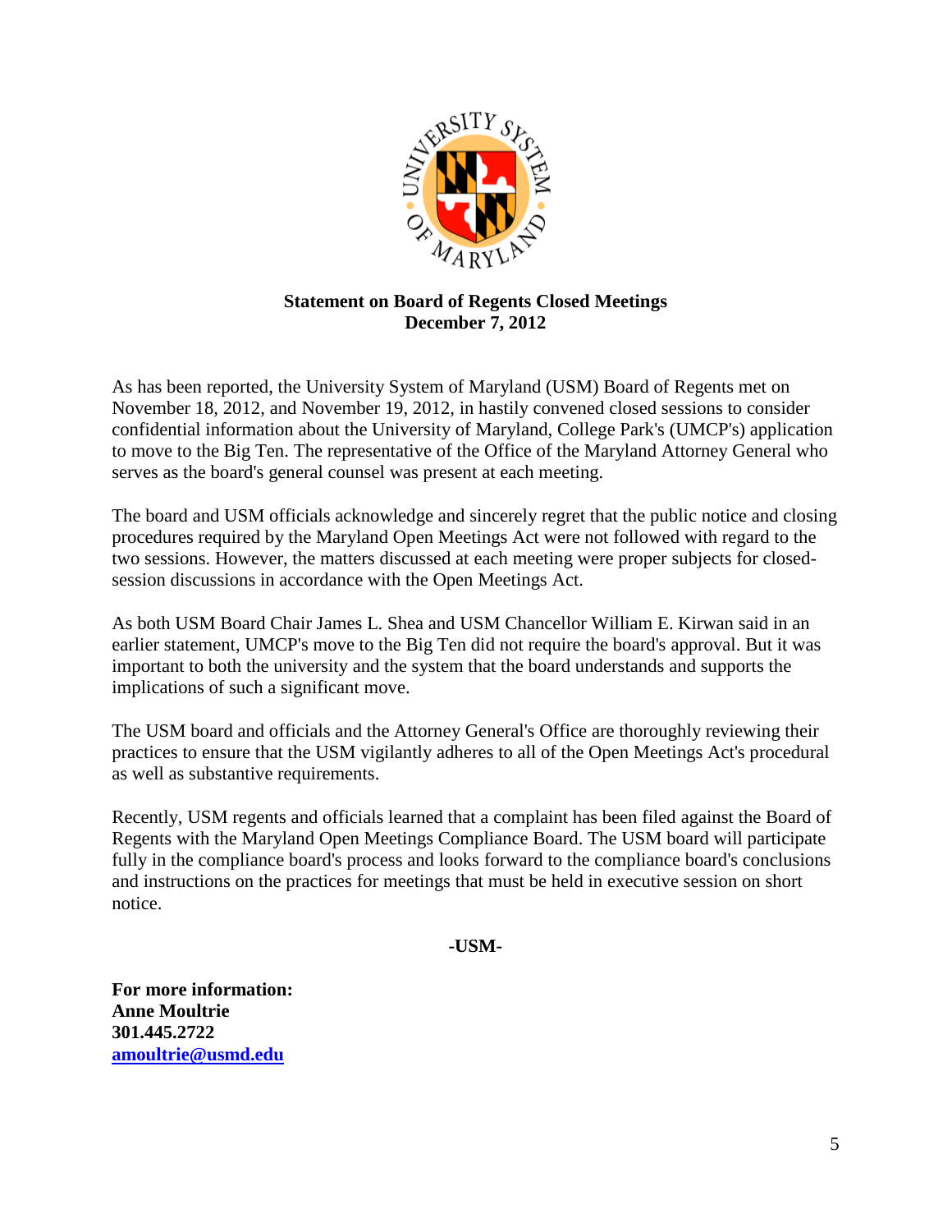**Statement on Board of Regents Closed Meetings**
**December 7, 2012**

As has been reported, the University System of Maryland (USM) Board of Regents met on November 18, 2012, and November 19, 2012, in hastily convened closed sessions to consider confidential information about the University of Maryland, College Park's (UMCP's) application to move to the Big Ten. The representative of the Office of the Maryland Attorney General who serves as the board's general counsel was present at each meeting.

The board and USM officials acknowledge and sincerely regret that the public notice and closing procedures required by the Maryland Open Meetings Act were not followed with regard to the two sessions. However, the matters discussed at each meeting were proper subjects for closed-session discussions in accordance with the Open Meetings Act.

As both USM Board Chair James L. Shea and USM Chancellor William E. Kirwan said in an earlier statement, UMCP's move to the Big Ten did not require the board's approval. But it was important to both the university and the system that the board understands and supports the implications of such a significant move.

The USM board and officials and the Attorney General's Office are thoroughly reviewing their practices to ensure that the USM vigilantly adheres to all of the Open Meetings Act's procedural as well as substantive requirements.

Recently, USM regents and officials learned that a complaint has been filed against the Board of Regents with the Maryland Open Meetings Compliance Board. The USM board will participate fully in the compliance board's process and looks forward to the compliance board's conclusions and instructions on the practices for meetings that must be held in executive session on short notice.

**-USM-**

**For more information:**
**Anne Moultrie**
**301.445.2722**
**amoultrie@usmd.edu**